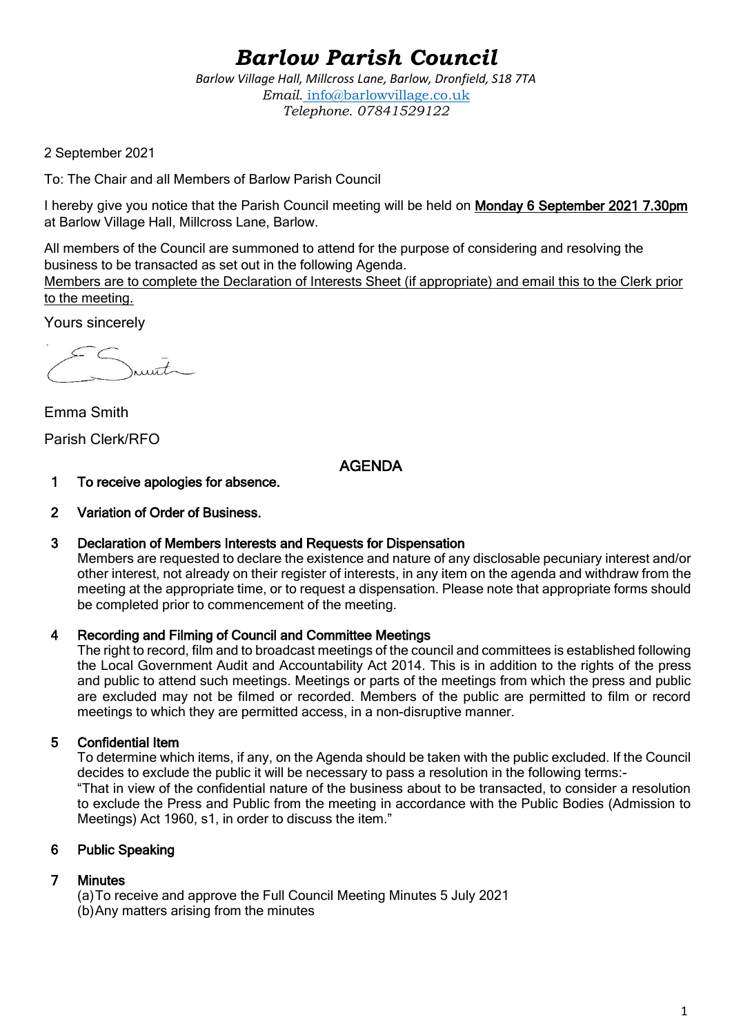# *Barlow Parish Council*

*Barlow Village Hall, Millcross Lane, Barlow, Dronfield, S18 7TA*
*Email.* info@barlowvillage.co.uk
*Telephone. 07841529122*

2 September 2021

To: The Chair and all Members of Barlow Parish Council

I hereby give you notice that the Parish Council meeting will be held on **Monday 6 September 2021 7.30pm** at Barlow Village Hall, Millcross Lane, Barlow.

All members of the Council are summoned to attend for the purpose of considering and resolving the business to be transacted as set out in the following Agenda.
Members are to complete the Declaration of Interests Sheet (if appropriate) and email this to the Clerk prior to the meeting.

Yours sincerely

Emma Smith

Parish Clerk/RFO

## AGENDA

1. **To receive apologies for absence.**

2. **Variation of Order of Business.**

3. **Declaration of Members Interests and Requests for Dispensation**
   Members are requested to declare the existence and nature of any disclosable pecuniary interest and/or other interest, not already on their register of interests, in any item on the agenda and withdraw from the meeting at the appropriate time, or to request a dispensation. Please note that appropriate forms should be completed prior to commencement of the meeting.

4. **Recording and Filming of Council and Committee Meetings**
   The right to record, film and to broadcast meetings of the council and committees is established following the Local Government Audit and Accountability Act 2014. This is in addition to the rights of the press and public to attend such meetings. Meetings or parts of the meetings from which the press and public are excluded may not be filmed or recorded. Members of the public are permitted to film or record meetings to which they are permitted access, in a non-disruptive manner.

5. **Confidential Item**
   To determine which items, if any, on the Agenda should be taken with the public excluded. If the Council decides to exclude the public it will be necessary to pass a resolution in the following terms:-
   "That in view of the confidential nature of the business about to be transacted, to consider a resolution to exclude the Press and Public from the meeting in accordance with the Public Bodies (Admission to Meetings) Act 1960, s1, in order to discuss the item."

6. **Public Speaking**

7. **Minutes**
   (a) To receive and approve the Full Council Meeting Minutes 5 July 2021
   (b) Any matters arising from the minutes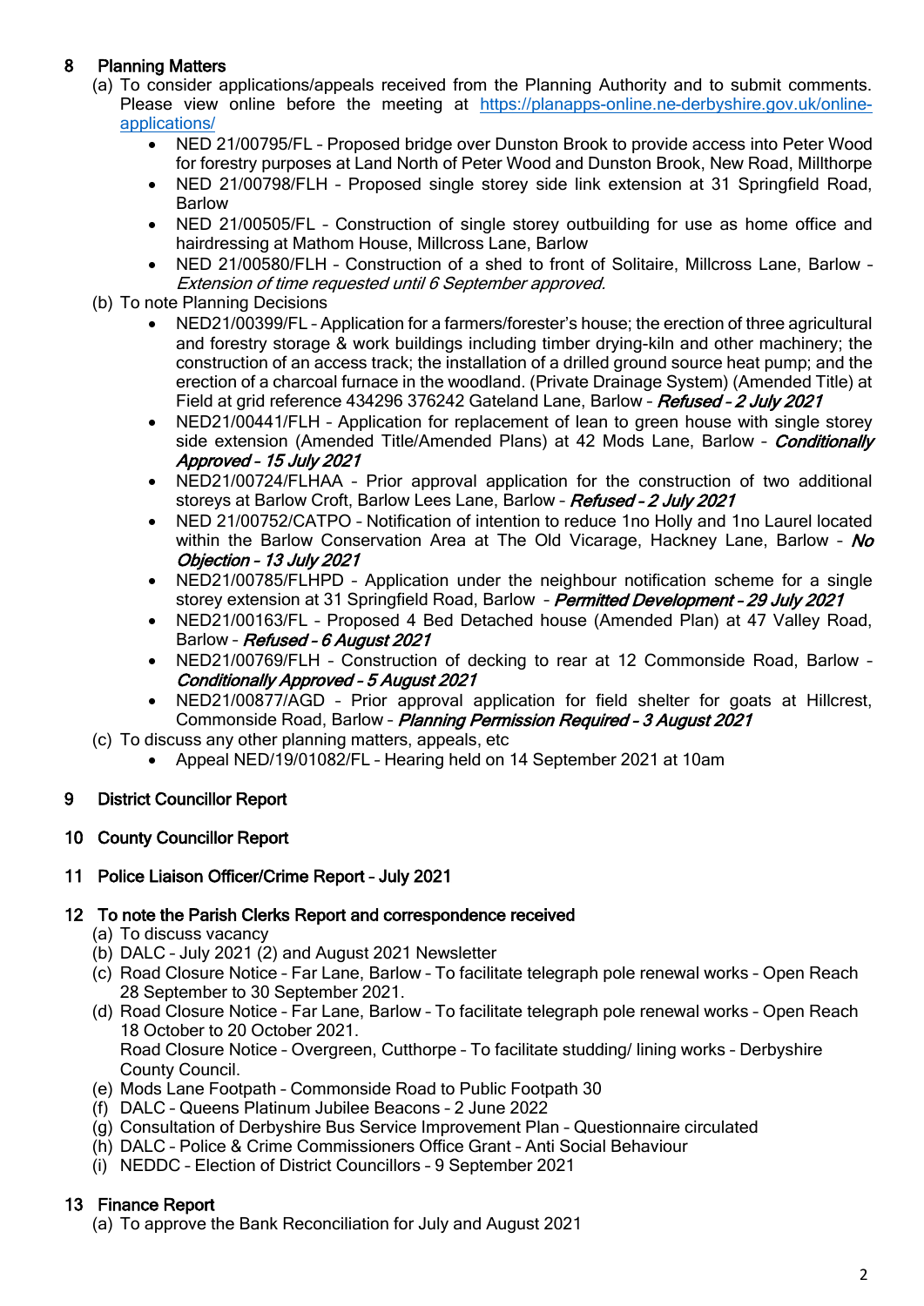## 8 Planning Matters

(a) To consider applications/appeals received from the Planning Authority and to submit comments. Please view online before the meeting at [https://planapps-online.ne-derbyshire.gov.uk/online-applications/](https://planapps-online.ne-derbyshire.gov.uk/online-applications/)

- NED 21/00795/FL – Proposed bridge over Dunston Brook to provide access into Peter Wood for forestry purposes at Land North of Peter Wood and Dunston Brook, New Road, Millthorpe
- NED 21/00798/FLH – Proposed single storey side link extension at 31 Springfield Road, Barlow
- NED 21/00505/FL – Construction of single storey outbuilding for use as home office and hairdressing at Mathom House, Millcross Lane, Barlow
- NED 21/00580/FLH – Construction of a shed to front of Solitaire, Millcross Lane, Barlow – *Extension of time requested until 6 September approved.*

(b) To note Planning Decisions

- NED21/00399/FL – Application for a farmers/forester's house; the erection of three agricultural and forestry storage & work buildings including timber drying-kiln and other machinery; the construction of an access track; the installation of a drilled ground source heat pump; and the erection of a charcoal furnace in the woodland. (Private Drainage System) (Amended Title) at Field at grid reference 434296 376242 Gateland Lane, Barlow – ***Refused – 2 July 2021***
- NED21/00441/FLH – Application for replacement of lean to green house with single storey side extension (Amended Title/Amended Plans) at 42 Mods Lane, Barlow – ***Conditionally Approved – 15 July 2021***
- NED21/00724/FLHAA – Prior approval application for the construction of two additional storeys at Barlow Croft, Barlow Lees Lane, Barlow – ***Refused – 2 July 2021***
- NED 21/00752/CATPO – Notification of intention to reduce 1no Holly and 1no Laurel located within the Barlow Conservation Area at The Old Vicarage, Hackney Lane, Barlow – ***No Objection – 13 July 2021***
- NED21/00785/FLHPD – Application under the neighbour notification scheme for a single storey extension at 31 Springfield Road, Barlow – ***Permitted Development – 29 July 2021***
- NED21/00163/FL – Proposed 4 Bed Detached house (Amended Plan) at 47 Valley Road, Barlow – ***Refused – 6 August 2021***
- NED21/00769/FLH – Construction of decking to rear at 12 Commonside Road, Barlow – ***Conditionally Approved – 5 August 2021***
- NED21/00877/AGD – Prior approval application for field shelter for goats at Hillcrest, Commonside Road, Barlow – ***Planning Permission Required – 3 August 2021***

(c) To discuss any other planning matters, appeals, etc

- Appeal NED/19/01082/FL – Hearing held on 14 September 2021 at 10am

## 9 District Councillor Report

## 10 County Councillor Report

## 11 Police Liaison Officer/Crime Report – July 2021

## 12 To note the Parish Clerks Report and correspondence received

(a) To discuss vacancy
(b) DALC – July 2021 (2) and August 2021 Newsletter
(c) Road Closure Notice – Far Lane, Barlow – To facilitate telegraph pole renewal works – Open Reach 28 September to 30 September 2021.
(d) Road Closure Notice – Far Lane, Barlow – To facilitate telegraph pole renewal works – Open Reach 18 October to 20 October 2021.
Road Closure Notice – Overgreen, Cutthorpe – To facilitate studding/ lining works – Derbyshire County Council.
(e) Mods Lane Footpath – Commonside Road to Public Footpath 30
(f) DALC – Queens Platinum Jubilee Beacons – 2 June 2022
(g) Consultation of Derbyshire Bus Service Improvement Plan – Questionnaire circulated
(h) DALC – Police & Crime Commissioners Office Grant – Anti Social Behaviour
(i) NEDDC – Election of District Councillors – 9 September 2021

## 13 Finance Report

(a) To approve the Bank Reconciliation for July and August 2021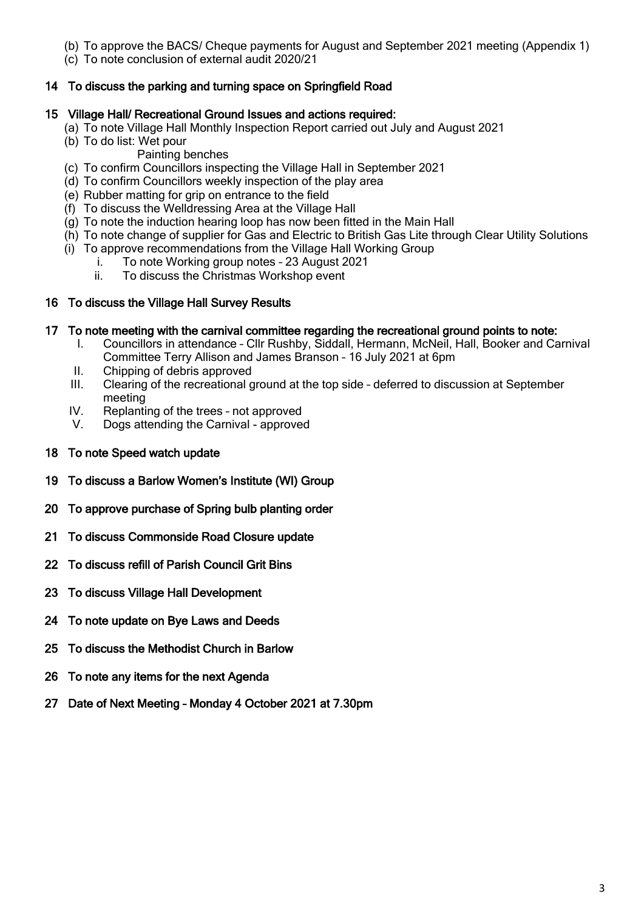(b) To approve the BACS/ Cheque payments for August and September 2021 meeting (Appendix 1)
(c) To note conclusion of external audit 2020/21

**14 To discuss the parking and turning space on Springfield Road**

**15 Village Hall/ Recreational Ground Issues and actions required:**

(a) To note Village Hall Monthly Inspection Report carried out July and August 2021
(b) To do list: Wet pour
Painting benches
(c) To confirm Councillors inspecting the Village Hall in September 2021
(d) To confirm Councillors weekly inspection of the play area
(e) Rubber matting for grip on entrance to the field
(f) To discuss the Welldressing Area at the Village Hall
(g) To note the induction hearing loop has now been fitted in the Main Hall
(h) To note change of supplier for Gas and Electric to British Gas Lite through Clear Utility Solutions
(i) To approve recommendations from the Village Hall Working Group
 i. To note Working group notes – 23 August 2021
 ii. To discuss the Christmas Workshop event

**16 To discuss the Village Hall Survey Results**

**17 To note meeting with the carnival committee regarding the recreational ground points to note:**

I. Councillors in attendance – Cllr Rushby, Siddall, Hermann, McNeil, Hall, Booker and Carnival Committee Terry Allison and James Branson – 16 July 2021 at 6pm
II. Chipping of debris approved
III. Clearing of the recreational ground at the top side – deferred to discussion at September meeting
IV. Replanting of the trees – not approved
V. Dogs attending the Carnival - approved

**18 To note Speed watch update**

**19 To discuss a Barlow Women's Institute (WI) Group**

**20 To approve purchase of Spring bulb planting order**

**21 To discuss Commonside Road Closure update**

**22 To discuss refill of Parish Council Grit Bins**

**23 To discuss Village Hall Development**

**24 To note update on Bye Laws and Deeds**

**25 To discuss the Methodist Church in Barlow**

**26 To note any items for the next Agenda**

**27 Date of Next Meeting – Monday 4 October 2021 at 7.30pm**